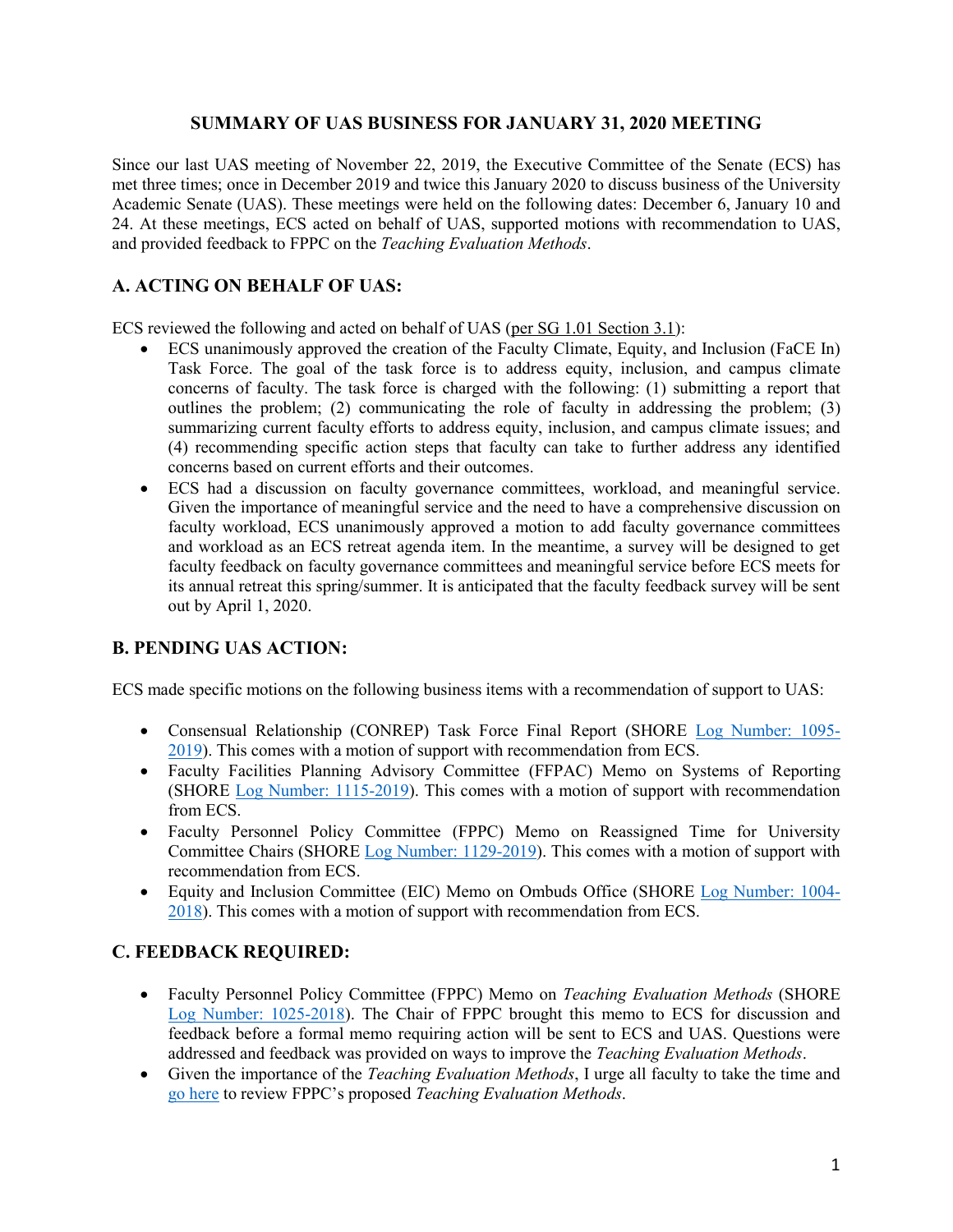# SUMMARY OF UAS BUSINESS FOR JANUARY 31, 2020 MEETING

Since our last UAS meeting of November 22, 2019, the Executive Committee of the Senate (ECS) has met three times; once in December 2019 and twice this January 2020 to discuss business of the University Academic Senate (UAS). These meetings were held on the following dates: December 6, January 10 and 24. At these meetings, ECS acted on behalf of UAS, supported motions with recommendation to UAS, and provided feedback to FPPC on the *Teaching Evaluation Methods*.

## A. ACTING ON BEHALF OF UAS:

ECS reviewed the following and acted on behalf of UAS (per SG 1.01 Section 3.1):

- ECS unanimously approved the creation of the Faculty Climate, Equity, and Inclusion (FaCE In) Task Force. The goal of the task force is to address equity, inclusion, and campus climate concerns of faculty. The task force is charged with the following: (1) submitting a report that outlines the problem; (2) communicating the role of faculty in addressing the problem; (3) summarizing current faculty efforts to address equity, inclusion, and campus climate issues; and (4) recommending specific action steps that faculty can take to further address any identified concerns based on current efforts and their outcomes.
- ECS had a discussion on faculty governance committees, workload, and meaningful service. Given the importance of meaningful service and the need to have a comprehensive discussion on faculty workload, ECS unanimously approved a motion to add faculty governance committees and workload as an ECS retreat agenda item. In the meantime, a survey will be designed to get faculty feedback on faculty governance committees and meaningful service before ECS meets for its annual retreat this spring/summer. It is anticipated that the faculty feedback survey will be sent out by April 1, 2020.

## B. PENDING UAS ACTION:

ECS made specific motions on the following business items with a recommendation of support to UAS:

- Consensual Relationship (CONREP) Task Force Final Report (SHORE Log Number: 1095-2019). This comes with a motion of support with recommendation from ECS.
- Faculty Facilities Planning Advisory Committee (FFPAC) Memo on Systems of Reporting (SHORE Log Number: 1115-2019). This comes with a motion of support with recommendation from ECS.
- Faculty Personnel Policy Committee (FPPC) Memo on Reassigned Time for University Committee Chairs (SHORE Log Number: 1129-2019). This comes with a motion of support with recommendation from ECS.
- Equity and Inclusion Committee (EIC) Memo on Ombuds Office (SHORE Log Number: 1004-2018). This comes with a motion of support with recommendation from ECS.

## C. FEEDBACK REQUIRED:

- Faculty Personnel Policy Committee (FPPC) Memo on *Teaching Evaluation Methods* (SHORE Log Number: 1025-2018). The Chair of FPPC brought this memo to ECS for discussion and feedback before a formal memo requiring action will be sent to ECS and UAS. Questions were addressed and feedback was provided on ways to improve the *Teaching Evaluation Methods*.
- Given the importance of the *Teaching Evaluation Methods*, I urge all faculty to take the time and go here to review FPPC's proposed *Teaching Evaluation Methods*.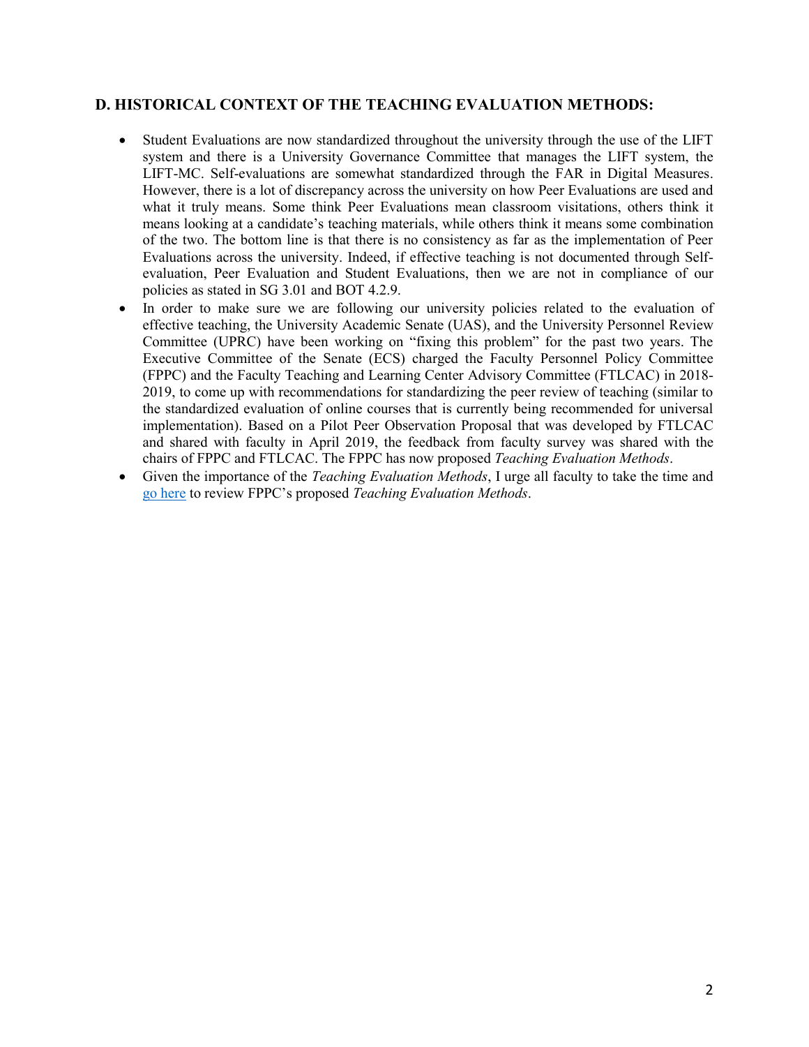## D. HISTORICAL CONTEXT OF THE TEACHING EVALUATION METHODS:

- Student Evaluations are now standardized throughout the university through the use of the LIFT system and there is a University Governance Committee that manages the LIFT system, the LIFT-MC. Self-evaluations are somewhat standardized through the FAR in Digital Measures. However, there is a lot of discrepancy across the university on how Peer Evaluations are used and what it truly means. Some think Peer Evaluations mean classroom visitations, others think it means looking at a candidate's teaching materials, while others think it means some combination of the two. The bottom line is that there is no consistency as far as the implementation of Peer Evaluations across the university. Indeed, if effective teaching is not documented through Self-evaluation, Peer Evaluation and Student Evaluations, then we are not in compliance of our policies as stated in SG 3.01 and BOT 4.2.9.
- In order to make sure we are following our university policies related to the evaluation of effective teaching, the University Academic Senate (UAS), and the University Personnel Review Committee (UPRC) have been working on "fixing this problem" for the past two years. The Executive Committee of the Senate (ECS) charged the Faculty Personnel Policy Committee (FPPC) and the Faculty Teaching and Learning Center Advisory Committee (FTLCAC) in 2018-2019, to come up with recommendations for standardizing the peer review of teaching (similar to the standardized evaluation of online courses that is currently being recommended for universal implementation). Based on a Pilot Peer Observation Proposal that was developed by FTLCAC and shared with faculty in April 2019, the feedback from faculty survey was shared with the chairs of FPPC and FTLCAC. The FPPC has now proposed *Teaching Evaluation Methods*.
- Given the importance of the *Teaching Evaluation Methods*, I urge all faculty to take the time and go here to review FPPC's proposed *Teaching Evaluation Methods*.